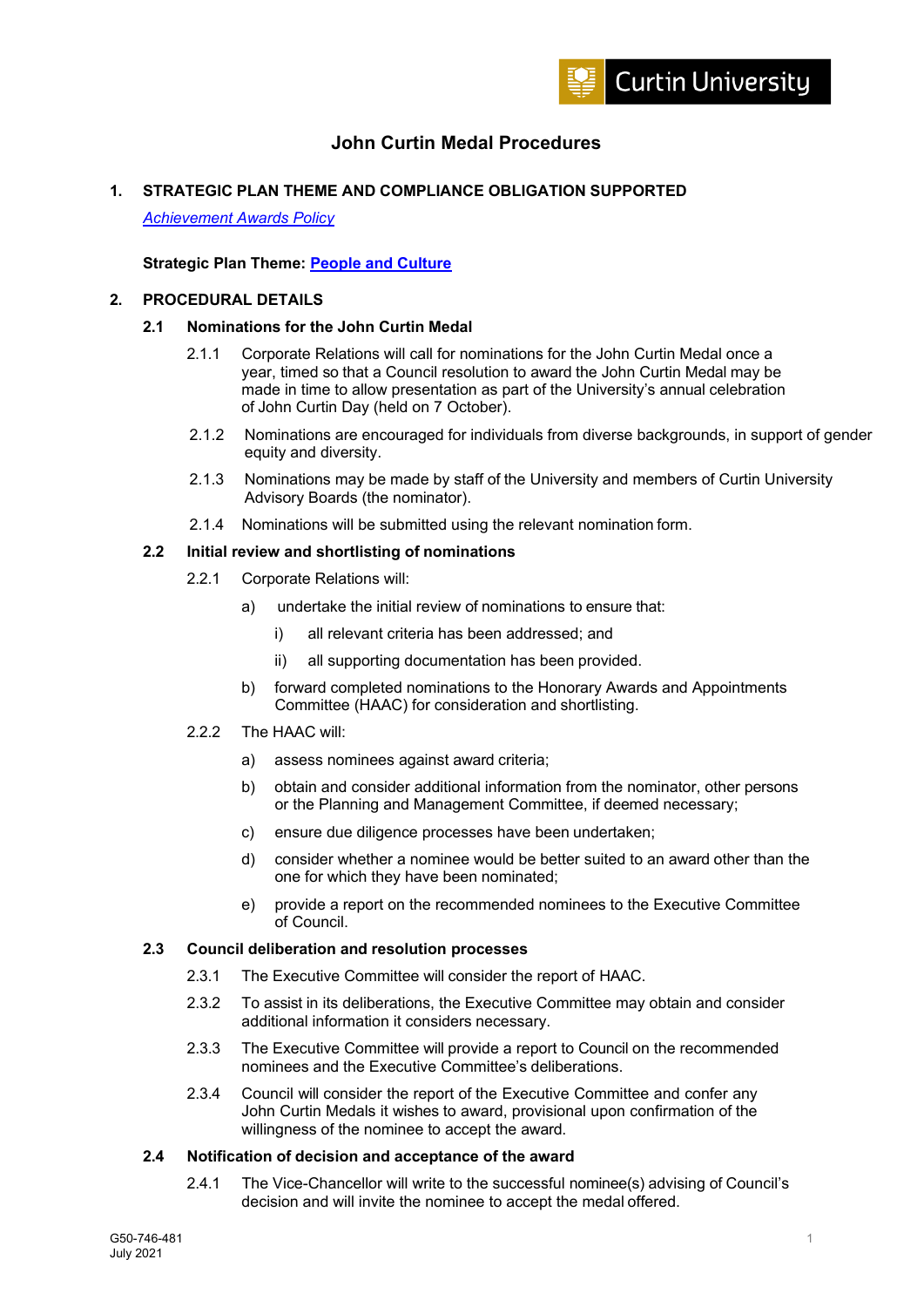# John Curtin Medal Procedures

## 1. STRATEGIC PLAN THEME AND COMPLIANCE OBLIGATION SUPPORTED

*Achievement Awards Policy*

**Strategic Plan Theme: People and Culture**

## 2. PROCEDURAL DETAILS

### 2.1 Nominations for the John Curtin Medal

2.1.1 Corporate Relations will call for nominations for the John Curtin Medal once a year, timed so that a Council resolution to award the John Curtin Medal may be made in time to allow presentation as part of the University's annual celebration of John Curtin Day (held on 7 October).

2.1.2 Nominations are encouraged for individuals from diverse backgrounds, in support of gender equity and diversity.

2.1.3 Nominations may be made by staff of the University and members of Curtin University Advisory Boards (the nominator).

2.1.4 Nominations will be submitted using the relevant nomination form.

### 2.2 Initial review and shortlisting of nominations

2.2.1 Corporate Relations will:

a) undertake the initial review of nominations to ensure that:

   i) all relevant criteria has been addressed; and

   ii) all supporting documentation has been provided.

b) forward completed nominations to the Honorary Awards and Appointments Committee (HAAC) for consideration and shortlisting.

2.2.2 The HAAC will:

a) assess nominees against award criteria;

b) obtain and consider additional information from the nominator, other persons or the Planning and Management Committee, if deemed necessary;

c) ensure due diligence processes have been undertaken;

d) consider whether a nominee would be better suited to an award other than the one for which they have been nominated;

e) provide a report on the recommended nominees to the Executive Committee of Council.

### 2.3 Council deliberation and resolution processes

2.3.1 The Executive Committee will consider the report of HAAC.

2.3.2 To assist in its deliberations, the Executive Committee may obtain and consider additional information it considers necessary.

2.3.3 The Executive Committee will provide a report to Council on the recommended nominees and the Executive Committee's deliberations.

2.3.4 Council will consider the report of the Executive Committee and confer any John Curtin Medals it wishes to award, provisional upon confirmation of the willingness of the nominee to accept the award.

### 2.4 Notification of decision and acceptance of the award

2.4.1 The Vice-Chancellor will write to the successful nominee(s) advising of Council's decision and will invite the nominee to accept the medal offered.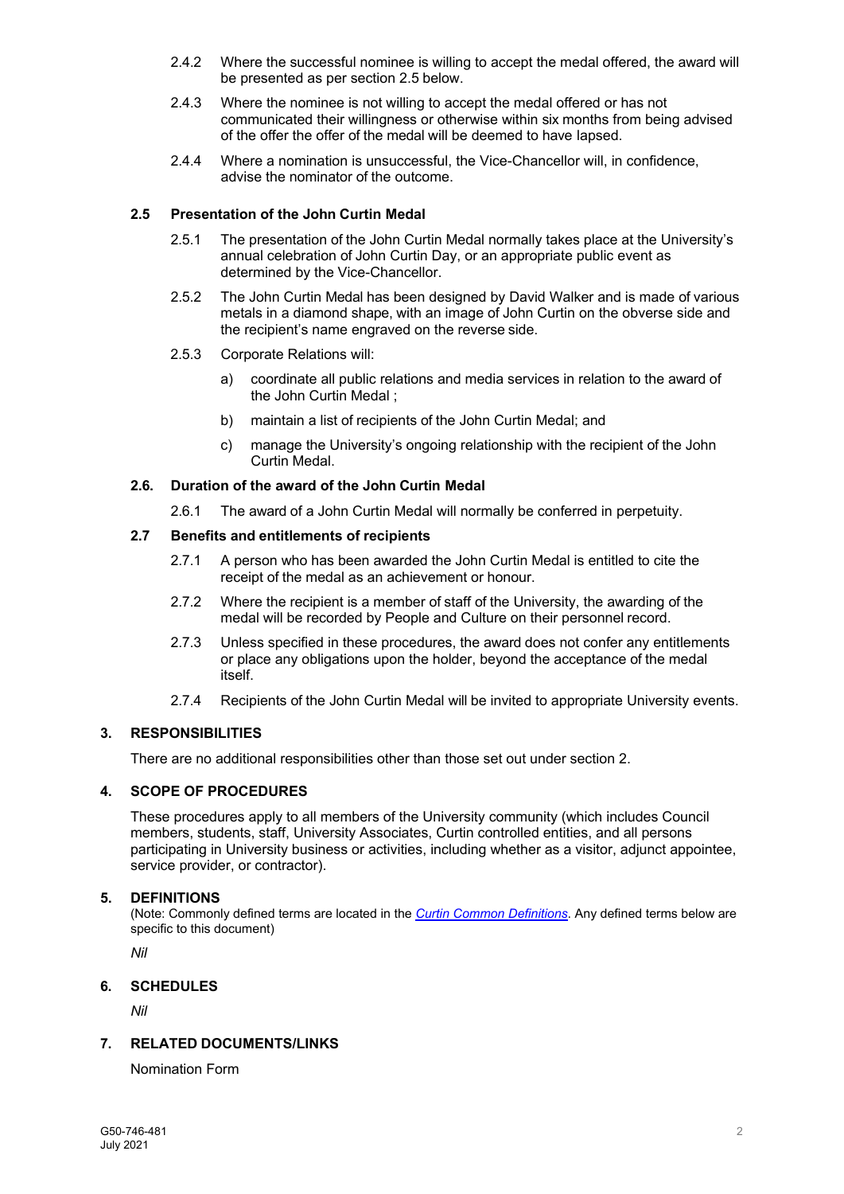2.4.2 Where the successful nominee is willing to accept the medal offered, the award will be presented as per section 2.5 below.

2.4.3 Where the nominee is not willing to accept the medal offered or has not communicated their willingness or otherwise within six months from being advised of the offer the offer of the medal will be deemed to have lapsed.

2.4.4 Where a nomination is unsuccessful, the Vice-Chancellor will, in confidence, advise the nominator of the outcome.

### 2.5 Presentation of the John Curtin Medal

2.5.1 The presentation of the John Curtin Medal normally takes place at the University's annual celebration of John Curtin Day, or an appropriate public event as determined by the Vice-Chancellor.

2.5.2 The John Curtin Medal has been designed by David Walker and is made of various metals in a diamond shape, with an image of John Curtin on the obverse side and the recipient's name engraved on the reverse side.

2.5.3 Corporate Relations will:

a) coordinate all public relations and media services in relation to the award of the John Curtin Medal ;

b) maintain a list of recipients of the John Curtin Medal; and

c) manage the University's ongoing relationship with the recipient of the John Curtin Medal.

### 2.6. Duration of the award of the John Curtin Medal

2.6.1 The award of a John Curtin Medal will normally be conferred in perpetuity.

### 2.7 Benefits and entitlements of recipients

2.7.1 A person who has been awarded the John Curtin Medal is entitled to cite the receipt of the medal as an achievement or honour.

2.7.2 Where the recipient is a member of staff of the University, the awarding of the medal will be recorded by People and Culture on their personnel record.

2.7.3 Unless specified in these procedures, the award does not confer any entitlements or place any obligations upon the holder, beyond the acceptance of the medal itself.

2.7.4 Recipients of the John Curtin Medal will be invited to appropriate University events.

## 3. RESPONSIBILITIES

There are no additional responsibilities other than those set out under section 2.

## 4. SCOPE OF PROCEDURES

These procedures apply to all members of the University community (which includes Council members, students, staff, University Associates, Curtin controlled entities, and all persons participating in University business or activities, including whether as a visitor, adjunct appointee, service provider, or contractor).

## 5. DEFINITIONS

(Note: Commonly defined terms are located in the *Curtin Common Definitions*. Any defined terms below are specific to this document)

*Nil*

## 6. SCHEDULES

*Nil*

## 7. RELATED DOCUMENTS/LINKS

Nomination Form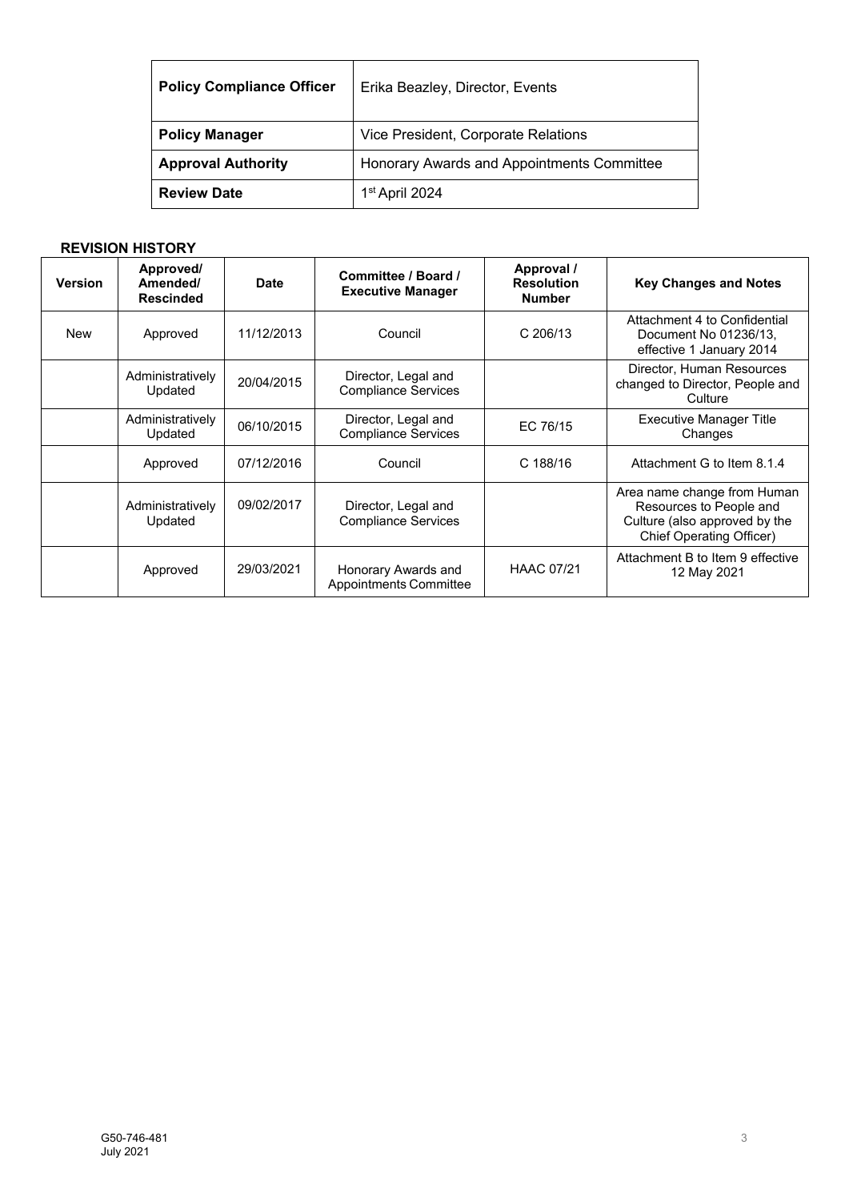| | |
|---|---|
| **Policy Compliance Officer** | Erika Beazley, Director, Events |
| **Policy Manager** | Vice President, Corporate Relations |
| **Approval Authority** | Honorary Awards and Appointments Committee |
| **Review Date** | 1st April 2024 |

**REVISION HISTORY**

| Version | Approved/ Amended/ Rescinded | Date | Committee / Board / Executive Manager | Approval / Resolution Number | Key Changes and Notes |
|---|---|---|---|---|---|
| New | Approved | 11/12/2013 | Council | C 206/13 | Attachment 4 to Confidential Document No 01236/13, effective 1 January 2014 |
| | Administratively Updated | 20/04/2015 | Director, Legal and Compliance Services | | Director, Human Resources changed to Director, People and Culture |
| | Administratively Updated | 06/10/2015 | Director, Legal and Compliance Services | EC 76/15 | Executive Manager Title Changes |
| | Approved | 07/12/2016 | Council | C 188/16 | Attachment G to Item 8.1.4 |
| | Administratively Updated | 09/02/2017 | Director, Legal and Compliance Services | | Area name change from Human Resources to People and Culture (also approved by the Chief Operating Officer) |
| | Approved | 29/03/2021 | Honorary Awards and Appointments Committee | HAAC 07/21 | Attachment B to Item 9 effective 12 May 2021 |

G50-746-481
July 2021